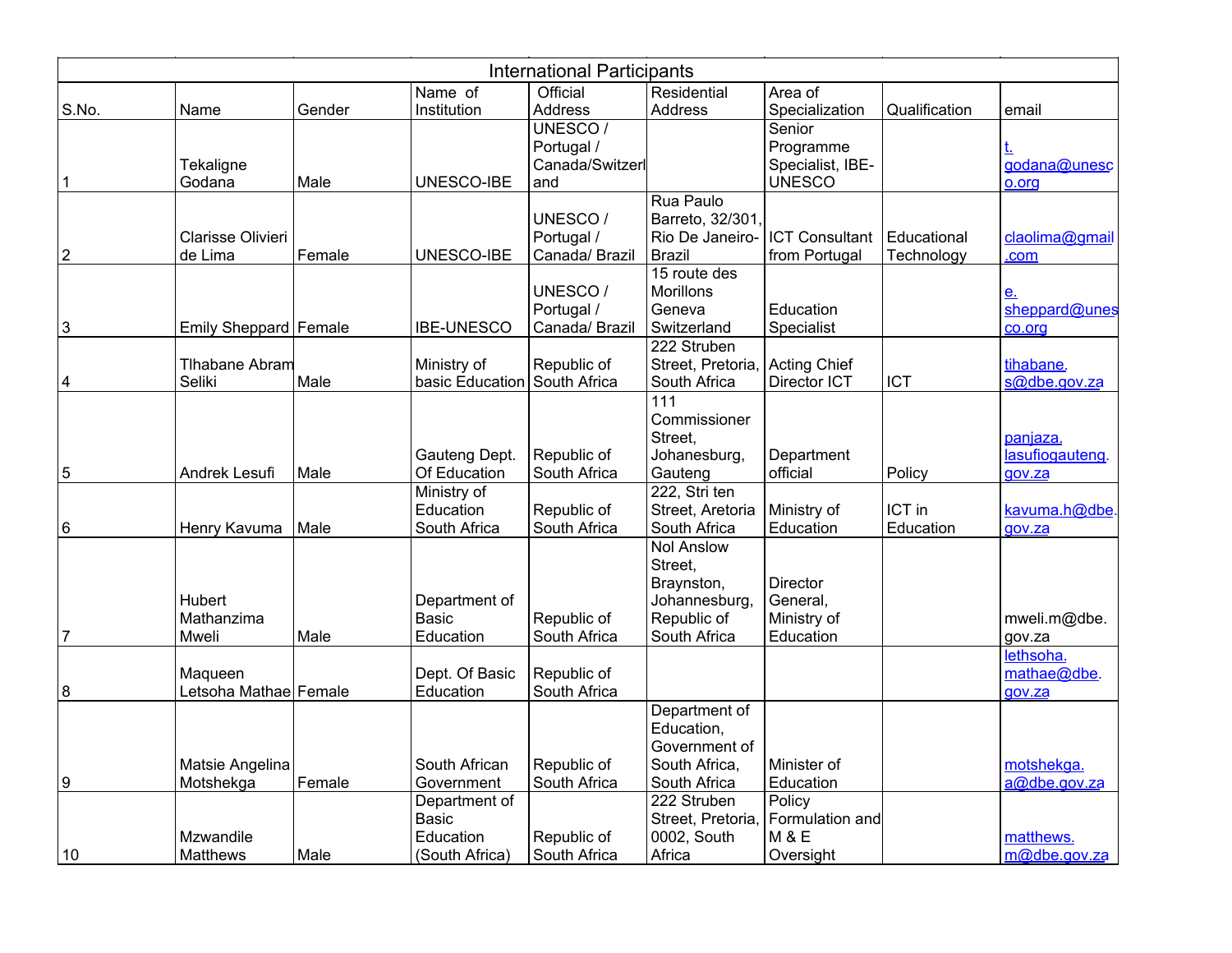| International Participants | | | | | | | | |
|---|---|---|---|---|---|---|---|---|
| S.No. | Name | Gender | Name of Institution | Official Address | Residential Address | Area of Specialization | Qualification | email |
| 1 | Tekaligne Godana | Male | UNESCO-IBE | UNESCO / Portugal / Canada/Switzerland | | Senior Programme Specialist, IBE-UNESCO | | t.godana@unesco.org |
| 2 | Clarisse Olivieri de Lima | Female | UNESCO-IBE | UNESCO / Portugal / Canada/ Brazil | Rua Paulo Barreto, 32/301, Rio De Janeiro-Brazil | ICT Consultant from Portugal | Educational Technology | claolima@gmail.com |
| 3 | Emily Sheppard | Female | IBE-UNESCO | UNESCO / Portugal / Canada/ Brazil | 15 route des Morillons Geneva Switzerland | Education Specialist | | e.sheppard@unesco.org |
| 4 | Tlhabane Abram Seliki | Male | Ministry of basic Education | Republic of South Africa | 222 Struben Street, Pretoria, South Africa | Acting Chief Director ICT | ICT | tihabane.s@dbe.gov.za |
| 5 | Andrek Lesufi | Male | Gauteng Dept. Of Education | Republic of South Africa | 111 Commissioner Street, Johanesburg, Gauteng | Department official | Policy | panjaza.lasufiogauteng.gov.za |
| 6 | Henry Kavuma | Male | Ministry of Education South Africa | Republic of South Africa | 222, Stri ten Street, Aretoria South Africa | Ministry of Education | ICT in Education | kavuma.h@dbe.gov.za |
| 7 | Hubert Mathanzima Mweli | Male | Department of Basic Education | Republic of South Africa | Nol Anslow Street, Braynston, Johannesburg, Republic of South Africa | Director General, Ministry of Education | | mweli.m@dbe.gov.za |
| 8 | Maqueen Letsoha Mathae | Female | Dept. Of Basic Education | Republic of South Africa | | | | lethsoha.mathae@dbe.gov.za |
| 9 | Matsie Angelina Motshekga | Female | South African Government | Republic of South Africa | Department of Education, Government of South Africa, South Africa | Minister of Education | | motshekga.a@dbe.gov.za |
| 10 | Mzwandile Matthews | Male | Department of Basic Education (South Africa) | Republic of South Africa | 222 Struben Street, Pretoria, 0002, South Africa | Policy Formulation and M & E Oversight | | matthews.m@dbe.gov.za |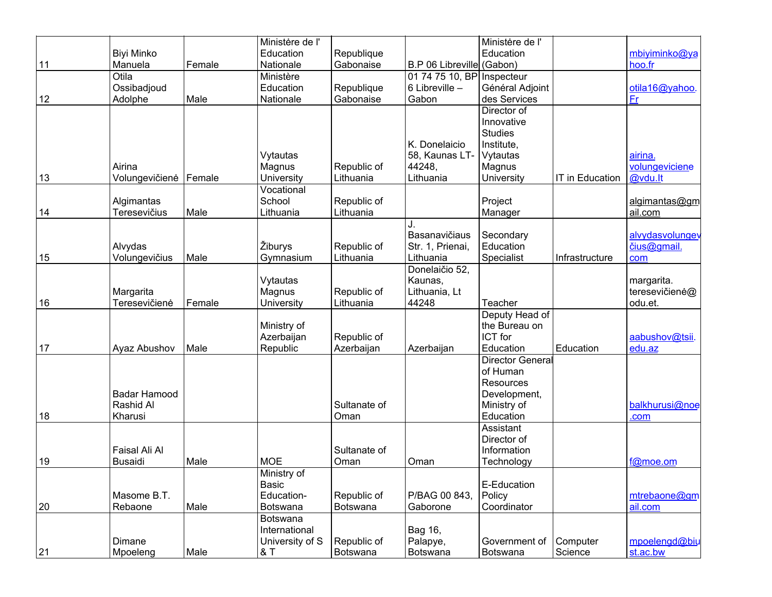| | | | | | | | | |
|---|---|---|---|---|---|---|---|---|
| 11 | Biyi Minko Manuela | Female | Ministère de l' Education Nationale | Republique Gabonaise | B.P 06 Libreville | Ministère de l' Education (Gabon) | | mbiyiminko@yahoo.fr |
| 12 | Otila Ossibadjoud Adolphe | Male | Ministère Education Nationale | Republique Gabonaise | 01 74 75 10, BP 6 Libreville – Gabon | Inspecteur Général Adjoint des Services | | otila16@yahoo.Fr |
| 13 | Airina Volungevičienė | Female | Vytautas Magnus University | Republic of Lithuania | K. Donelaicio 58, Kaunas LT-44248, Lithuania | Director of Innovative Studies Institute, Vytautas Magnus University | IT in Education | airina.volungeviciene@vdu.lt |
| 14 | Algimantas Teresevičius | Male | Vocational School Lithuania | Republic of Lithuania | | Project Manager | | algimantas@gmail.com |
| 15 | Alvydas Volungevičius | Male | Žiburys Gymnasium | Republic of Lithuania | J. Basanavičiaus Str. 1, Prienai, Lithuania | Secondary Education Specialist | Infrastructure | alvydasvolungevčius@gmail.com |
| 16 | Margarita Teresevičienė | Female | Vytautas Magnus University | Republic of Lithuania | Donelaičio 52, Kaunas, Lithuania, Lt 44248 | Teacher | | margarita.teresevičienė@odu.et. |
| 17 | Ayaz Abushov | Male | Ministry of Azerbaijan Republic | Republic of Azerbaijan | Azerbaijan | Deputy Head of the Bureau on ICT for Education | Education | aabushov@tsii.edu.az |
| 18 | Badar Hamood Rashid Al Kharusi | | | Sultanate of Oman | | Director General of Human Resources Development, Ministry of Education | | balkhurusi@noe.com |
| 19 | Faisal Ali Al Busaidi | Male | MOE | Sultanate of Oman | Oman | Assistant Director of Information Technology | | f@moe.om |
| 20 | Masome B.T. Rebaone | Male | Ministry of Basic Education-Botswana | Republic of Botswana | P/BAG 00 843, Gaborone | E-Education Policy Coordinator | | mtrebaone@gmail.com |
| 21 | Dimane Mpoeleng | Male | Botswana International University of S & T | Republic of Botswana | Bag 16, Palapye, Botswana | Government of Botswana | Computer Science | mpoelengd@biust.ac.bw |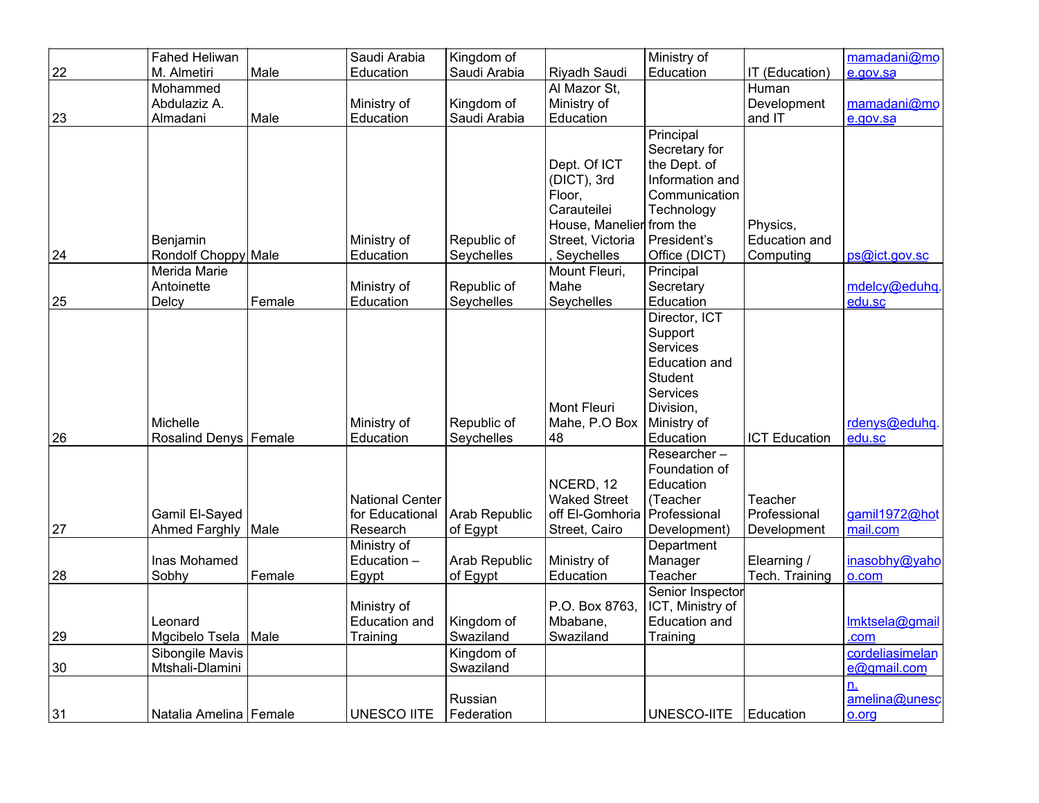| 22 | Fahed Heliwan M. Almetiri | Male | Saudi Arabia Education | Kingdom of Saudi Arabia | Riyadh Saudi | Ministry of Education | IT (Education) | mamadani@moe.gov.sa |
|---|---|---|---|---|---|---|---|---|
| 23 | Mohammed Abdulaziz A. Almadani | Male | Ministry of Education | Kingdom of Saudi Arabia | Al Mazor St, Ministry of Education | | Human Development and IT | mamadani@moe.gov.sa |
| 24 | Benjamin Rondolf Choppy | Male | Ministry of Education | Republic of Seychelles | Dept. Of ICT (DICT), 3rd Floor, Carauteilei House, Manelier Street, Victoria , Seychelles | Principal Secretary for the Dept. of Information and Communication Technology from the President's Office (DICT) | Physics, Education and Computing | ps@ict.gov.sc |
| 25 | Merida Marie Antoinette Delcy | Female | Ministry of Education | Republic of Seychelles | Mount Fleuri, Mahe Seychelles | Principal Secretary Education | | mdelcy@eduhq.edu.sc |
| 26 | Michelle Rosalind Denys | Female | Ministry of Education | Republic of Seychelles | Mont Fleuri Mahe, P.O Box 48 | Director, ICT Support Services Education and Student Services Division, Ministry of Education | ICT Education | rdenys@eduhq.edu.sc |
| 27 | Gamil El-Sayed Ahmed Farghly | Male | National Center for Educational Research | Arab Republic of Egypt | NCERD, 12 Waked Street off El-Gomhoria Street, Cairo | Researcher – Foundation of Education (Teacher Professional Development) | Teacher Professional Development | gamil1972@hotmail.com |
| 28 | Inas Mohamed Sobhy | Female | Ministry of Education – Egypt | Arab Republic of Egypt | Ministry of Education | Department Manager Teacher | Elearning / Tech. Training | inasobhy@yahoo.com |
| 29 | Leonard Mgcibelo Tsela | Male | Ministry of Education and Training | Kingdom of Swaziland | P.O. Box 8763, Mbabane, Swaziland | Senior Inspector ICT, Ministry of Education and Training | | lmktsela@gmail.com |
| 30 | Sibongile Mavis Mtshali-Dlamini | | | Kingdom of Swaziland | | | | cordeliasimelane@gmail.com |
| 31 | Natalia Amelina | Female | UNESCO IITE | Russian Federation | | UNESCO-IITE | Education | n.amelina@unesco.org |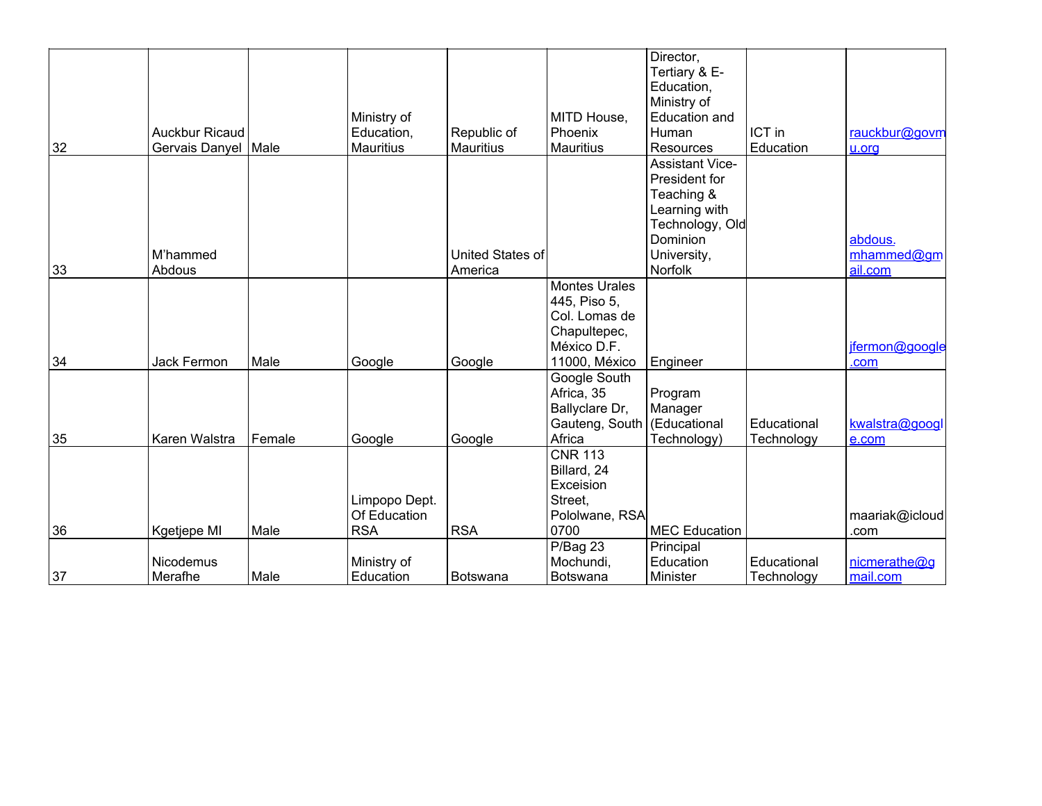| | | | | | | | | |
|---|---|---|---|---|---|---|---|---|
| 32 | Auckbur Ricaud Gervais Danyel | Male | Ministry of Education, Mauritius | Republic of Mauritius | MITD House, Phoenix Mauritius | Director, Tertiary & E-Education, Ministry of Education and Human Resources | ICT in Education | rauckbur@govmu.org |
| 33 | M'hammed Abdous | | | United States of America | | Assistant Vice-President for Teaching & Learning with Technology, Old Dominion University, Norfolk | | abdous.mhammed@gmail.com |
| 34 | Jack Fermon | Male | Google | Google | Montes Urales 445, Piso 5, Col. Lomas de Chapultepec, México D.F. 11000, México | Engineer | | jfermon@google.com |
| 35 | Karen Walstra | Female | Google | Google | Google South Africa, 35 Ballyclare Dr, Gauteng, South Africa | Program Manager (Educational Technology) | Educational Technology | kwalstra@google.com |
| 36 | Kgetjepe MI | Male | Limpopo Dept. Of Education RSA | RSA | CNR 113 Billard, 24 Exceision Street, Pololwane, RSA 0700 | MEC Education | | maariak@icloud.com |
| 37 | Nicodemus Merafhe | Male | Ministry of Education | Botswana | P/Bag 23 Mochundi, Botswana | Principal Education Minister | Educational Technology | nicmerathe@gmail.com |